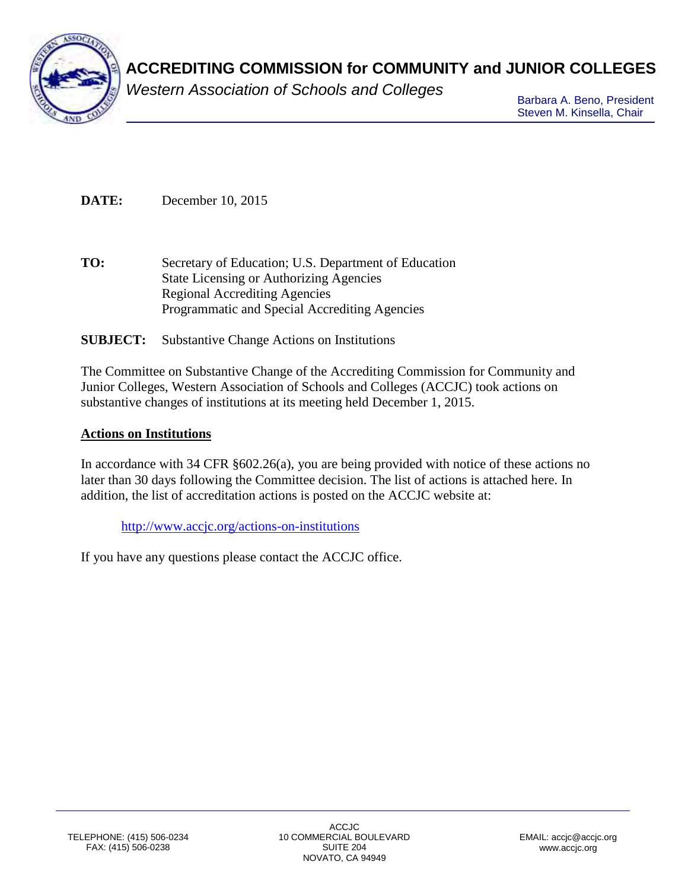# ACCREDITING COMMISSION for COMMUNITY and JUNIOR COLLEGES

*Western Association of Schools and Colleges*

Barbara A. Beno, President
Steven M. Kinsella, Chair

**DATE:** December 10, 2015

**TO:** Secretary of Education; U.S. Department of Education
State Licensing or Authorizing Agencies
Regional Accrediting Agencies
Programmatic and Special Accrediting Agencies

**SUBJECT:** Substantive Change Actions on Institutions

The Committee on Substantive Change of the Accrediting Commission for Community and Junior Colleges, Western Association of Schools and Colleges (ACCJC) took actions on substantive changes of institutions at its meeting held December 1, 2015.

**Actions on Institutions**

In accordance with 34 CFR §602.26(a), you are being provided with notice of these actions no later than 30 days following the Committee decision. The list of actions is attached here. In addition, the list of accreditation actions is posted on the ACCJC website at:

http://www.accjc.org/actions-on-institutions

If you have any questions please contact the ACCJC office.

TELEPHONE: (415) 506-0234
FAX: (415) 506-0238

ACCJC
10 COMMERCIAL BOULEVARD
SUITE 204
NOVATO, CA 94949

EMAIL: accjc@accjc.org
www.accjc.org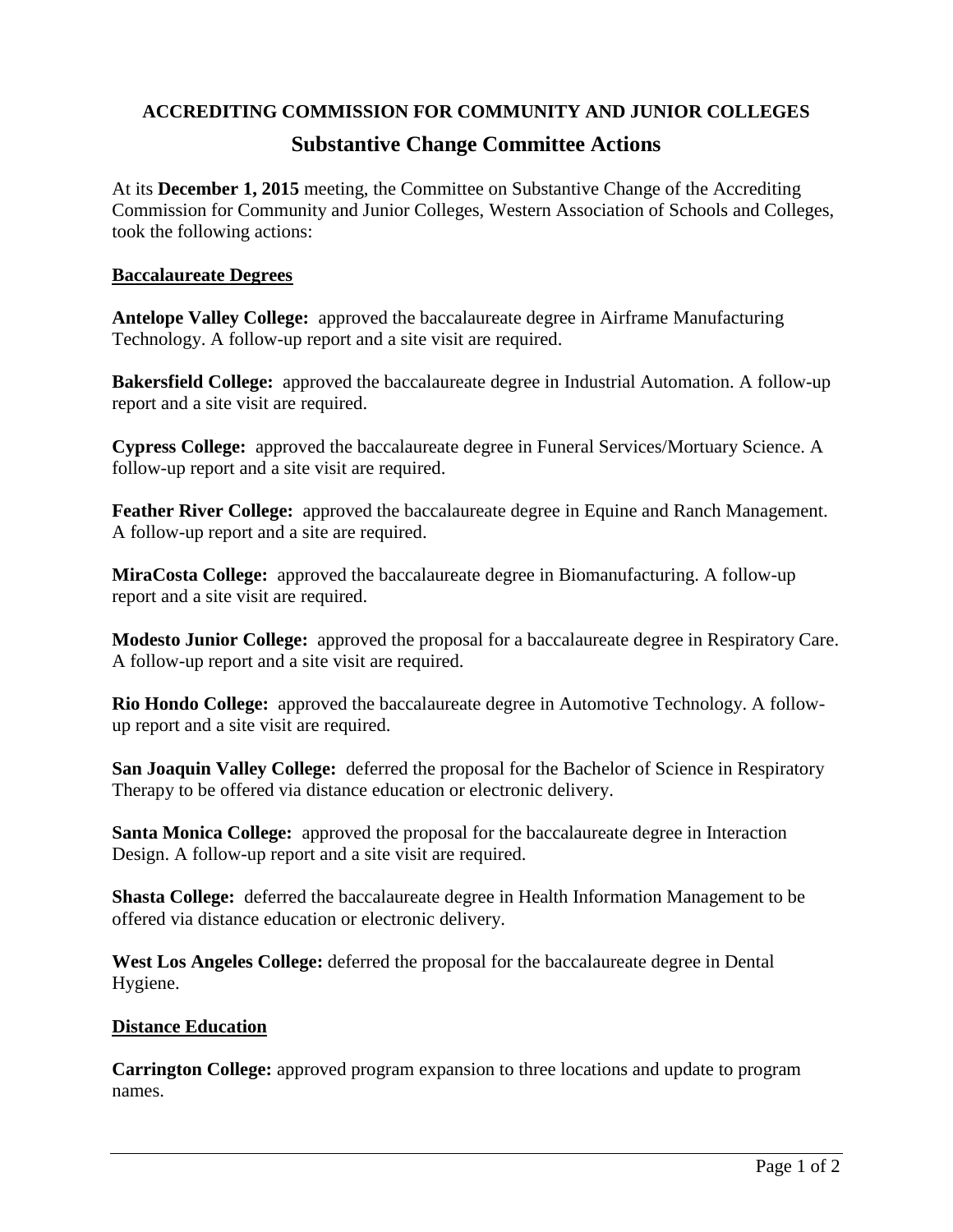# ACCREDITING COMMISSION FOR COMMUNITY AND JUNIOR COLLEGES

## Substantive Change Committee Actions

At its **December 1, 2015** meeting, the Committee on Substantive Change of the Accrediting Commission for Community and Junior Colleges, Western Association of Schools and Colleges, took the following actions:

### Baccalaureate Degrees

**Antelope Valley College:** approved the baccalaureate degree in Airframe Manufacturing Technology. A follow-up report and a site visit are required.

**Bakersfield College:** approved the baccalaureate degree in Industrial Automation. A follow-up report and a site visit are required.

**Cypress College:** approved the baccalaureate degree in Funeral Services/Mortuary Science. A follow-up report and a site visit are required.

**Feather River College:** approved the baccalaureate degree in Equine and Ranch Management. A follow-up report and a site are required.

**MiraCosta College:** approved the baccalaureate degree in Biomanufacturing. A follow-up report and a site visit are required.

**Modesto Junior College:** approved the proposal for a baccalaureate degree in Respiratory Care. A follow-up report and a site visit are required.

**Rio Hondo College:** approved the baccalaureate degree in Automotive Technology. A follow-up report and a site visit are required.

**San Joaquin Valley College:** deferred the proposal for the Bachelor of Science in Respiratory Therapy to be offered via distance education or electronic delivery.

**Santa Monica College:** approved the proposal for the baccalaureate degree in Interaction Design. A follow-up report and a site visit are required.

**Shasta College:** deferred the baccalaureate degree in Health Information Management to be offered via distance education or electronic delivery.

**West Los Angeles College:** deferred the proposal for the baccalaureate degree in Dental Hygiene.

### Distance Education

**Carrington College:** approved program expansion to three locations and update to program names.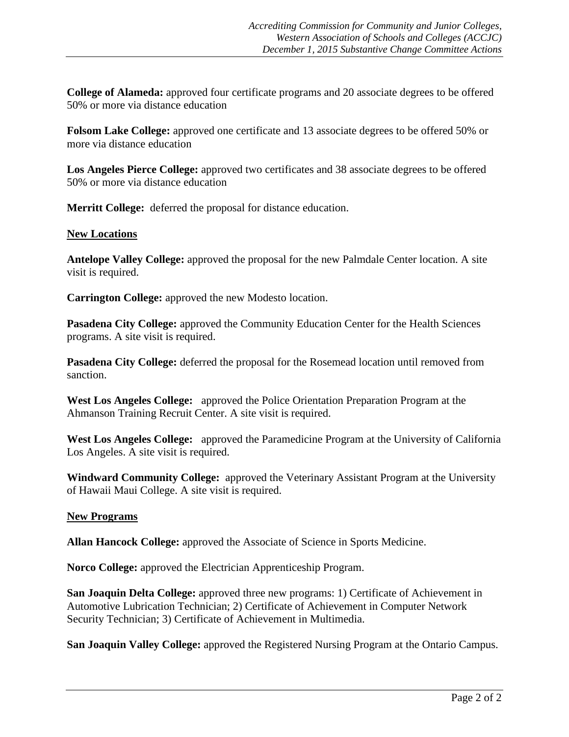**College of Alameda:** approved four certificate programs and 20 associate degrees to be offered 50% or more via distance education

**Folsom Lake College:** approved one certificate and 13 associate degrees to be offered 50% or more via distance education

**Los Angeles Pierce College:** approved two certificates and 38 associate degrees to be offered 50% or more via distance education

**Merritt College:** deferred the proposal for distance education.

## New Locations

**Antelope Valley College:** approved the proposal for the new Palmdale Center location. A site visit is required.

**Carrington College:** approved the new Modesto location.

**Pasadena City College:** approved the Community Education Center for the Health Sciences programs. A site visit is required.

**Pasadena City College:** deferred the proposal for the Rosemead location until removed from sanction.

**West Los Angeles College:** approved the Police Orientation Preparation Program at the Ahmanson Training Recruit Center. A site visit is required.

**West Los Angeles College:** approved the Paramedicine Program at the University of California Los Angeles. A site visit is required.

**Windward Community College:** approved the Veterinary Assistant Program at the University of Hawaii Maui College. A site visit is required.

## New Programs

**Allan Hancock College:** approved the Associate of Science in Sports Medicine.

**Norco College:** approved the Electrician Apprenticeship Program.

**San Joaquin Delta College:** approved three new programs: 1) Certificate of Achievement in Automotive Lubrication Technician; 2) Certificate of Achievement in Computer Network Security Technician; 3) Certificate of Achievement in Multimedia.

**San Joaquin Valley College:** approved the Registered Nursing Program at the Ontario Campus.